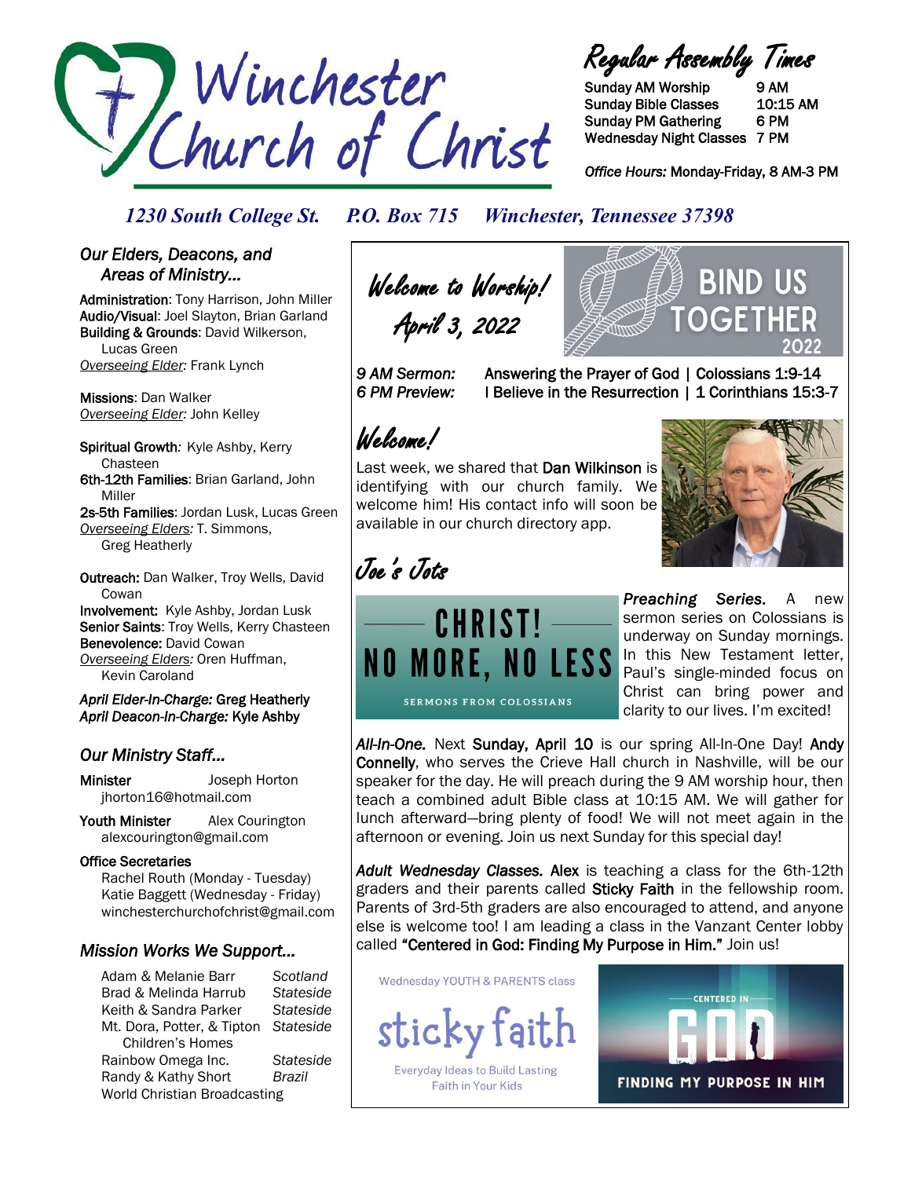# Winchester Church of Christ

## Regular Assembly Times

| | |
|---|---|
| Sunday AM Worship | 9 AM |
| Sunday Bible Classes | 10:15 AM |
| Sunday PM Gathering | 6 PM |
| Wednesday Night Classes | 7 PM |

*Office Hours:* Monday-Friday, 8 AM-3 PM

*1230 South College St.  P.O. Box 715  Winchester, Tennessee 37398*

### *Our Elders, Deacons, and Areas of Ministry...*

**Administration**: Tony Harrison, John Miller
**Audio/Visual**: Joel Slayton, Brian Garland
**Building & Grounds**: David Wilkerson, Lucas Green
*Overseeing Elder:* Frank Lynch

**Missions**: Dan Walker
*Overseeing Elder:* John Kelley

**Spiritual Growth**: Kyle Ashby, Kerry Chasteen
**6th-12th Families**: Brian Garland, John Miller
**2s-5th Families**: Jordan Lusk, Lucas Green
*Overseeing Elders:* T. Simmons, Greg Heatherly

**Outreach:** Dan Walker, Troy Wells, David Cowan
**Involvement:** Kyle Ashby, Jordan Lusk
**Senior Saints**: Troy Wells, Kerry Chasteen
**Benevolence:** David Cowan
*Overseeing Elders:* Oren Huffman, Kevin Caroland

***April Elder-In-Charge:* Greg Heatherly**
***April Deacon-In-Charge:* Kyle Ashby**

### *Our Ministry Staff...*

**Minister** Joseph Horton
jhorton16@hotmail.com

**Youth Minister** Alex Courington
alexcourington@gmail.com

**Office Secretaries**
Rachel Routh (Monday - Tuesday)
Katie Baggett (Wednesday - Friday)
winchesterchurchofchrist@gmail.com

### *Mission Works We Support...*

| | |
|---|---|
| Adam & Melanie Barr | *Scotland* |
| Brad & Melinda Harrub | *Stateside* |
| Keith & Sandra Parker | *Stateside* |
| Mt. Dora, Potter, & Tipton Children's Homes | *Stateside* |
| Rainbow Omega Inc. | *Stateside* |
| Randy & Kathy Short | *Brazil* |
| World Christian Broadcasting | |

## Welcome to Worship! April 3, 2022

BIND US TOGETHER 2022

*9 AM Sermon:* Answering the Prayer of God | Colossians 1:9-14
*6 PM Preview:* I Believe in the Resurrection | 1 Corinthians 15:3-7

## Welcome!

Last week, we shared that **Dan Wilkinson** is identifying with our church family. We welcome him! His contact info will soon be available in our church directory app.

## Joe's Jots

CHRIST! NO MORE, NO LESS — SERMONS FROM COLOSSIANS

***Preaching Series.*** A new sermon series on Colossians is underway on Sunday mornings. In this New Testament letter, Paul's single-minded focus on Christ can bring power and clarity to our lives. I'm excited!

***All-In-One.*** Next **Sunday, April 10** is our spring All-In-One Day! **Andy Connelly**, who serves the Crieve Hall church in Nashville, will be our speaker for the day. He will preach during the 9 AM worship hour, then teach a combined adult Bible class at 10:15 AM. We will gather for lunch afterward—bring plenty of food! We will not meet again in the afternoon or evening. Join us next Sunday for this special day!

***Adult Wednesday Classes.*** **Alex** is teaching a class for the 6th-12th graders and their parents called **Sticky Faith** in the fellowship room. Parents of 3rd-5th graders are also encouraged to attend, and anyone else is welcome too! I am leading a class in the Vanzant Center lobby called **"Centered in God: Finding My Purpose in Him."** Join us!

Wednesday YOUTH & PARENTS class — sticky faith — Everyday Ideas to Build Lasting Faith in Your Kids

CENTERED IN GOD — FINDING MY PURPOSE IN HIM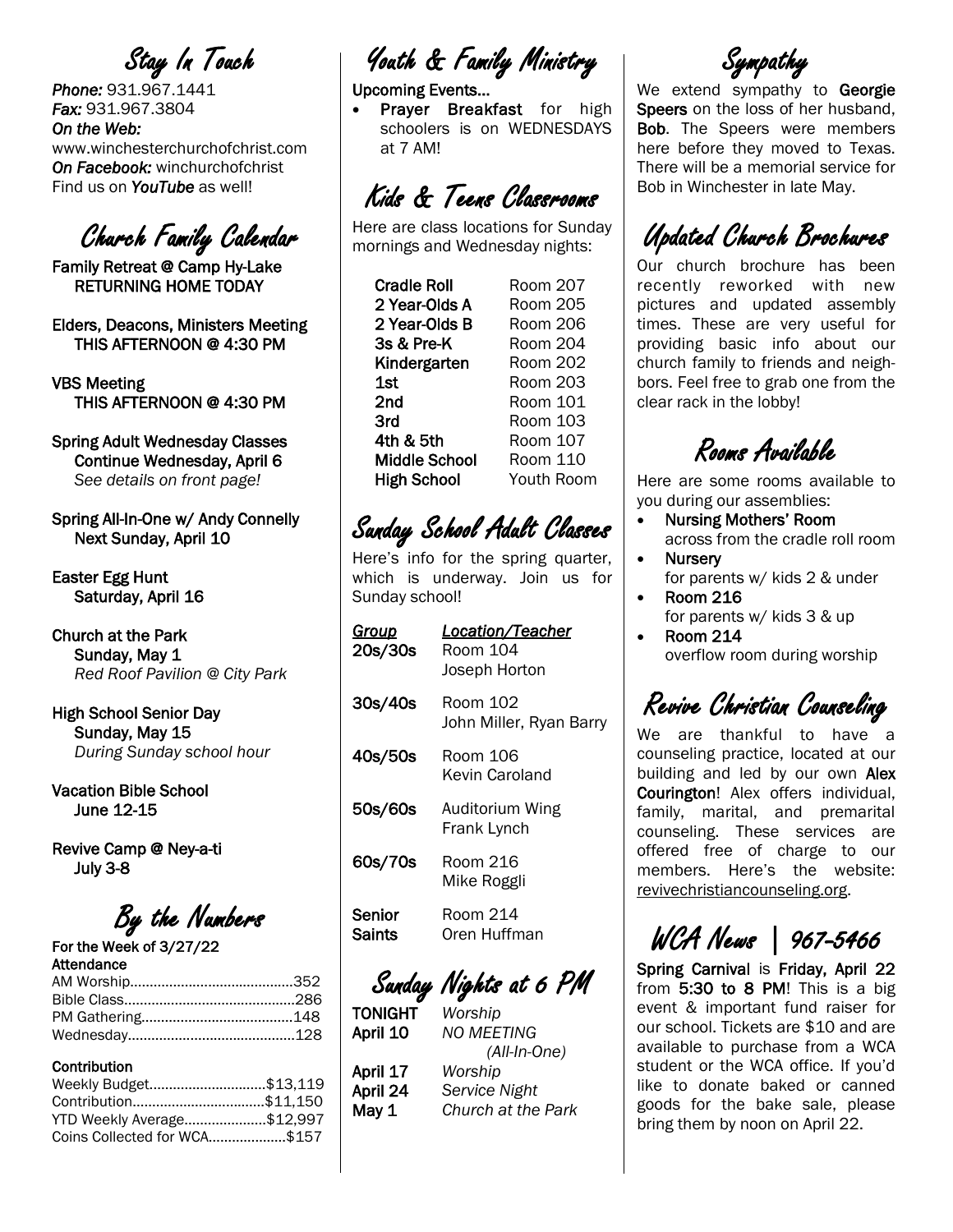## Stay In Touch

*Phone:* 931.967.1441
*Fax:* 931.967.3804
*On the Web:*
www.winchesterchurchofchrist.com
*On Facebook:* winchurchofchrist
Find us on *YouTube* as well!

## Church Family Calendar

Family Retreat @ Camp Hy-Lake
RETURNING HOME TODAY

Elders, Deacons, Ministers Meeting
THIS AFTERNOON @ 4:30 PM

VBS Meeting
THIS AFTERNOON @ 4:30 PM

Spring Adult Wednesday Classes
Continue Wednesday, April 6
*See details on front page!*

Spring All-In-One w/ Andy Connelly
Next Sunday, April 10

Easter Egg Hunt
Saturday, April 16

Church at the Park
Sunday, May 1
*Red Roof Pavilion @ City Park*

High School Senior Day
Sunday, May 15
*During Sunday school hour*

Vacation Bible School
June 12-15

Revive Camp @ Ney-a-ti
July 3-8

## By the Numbers

For the Week of 3/27/22

**Attendance**

| | |
|---|---|
| AM Worship | 352 |
| Bible Class | 286 |
| PM Gathering | 148 |
| Wednesday | 128 |

**Contribution**

| | |
|---|---|
| Weekly Budget | $13,119 |
| Contribution | $11,150 |
| YTD Weekly Average | $12,997 |
| Coins Collected for WCA | $157 |

## Youth & Family Ministry

Upcoming Events...

- **Prayer Breakfast** for high schoolers is on WEDNESDAYS at 7 AM!

## Kids & Teens Classrooms

Here are class locations for Sunday mornings and Wednesday nights:

| | |
|---|---|
| Cradle Roll | Room 207 |
| 2 Year-Olds A | Room 205 |
| 2 Year-Olds B | Room 206 |
| 3s & Pre-K | Room 204 |
| Kindergarten | Room 202 |
| 1st | Room 203 |
| 2nd | Room 101 |
| 3rd | Room 103 |
| 4th & 5th | Room 107 |
| Middle School | Room 110 |
| High School | Youth Room |

## Sunday School Adult Classes

Here's info for the spring quarter, which is underway. Join us for Sunday school!

| *Group* | *Location/Teacher* |
|---|---|
| 20s/30s | Room 104<br>Joseph Horton |
| 30s/40s | Room 102<br>John Miller, Ryan Barry |
| 40s/50s | Room 106<br>Kevin Caroland |
| 50s/60s | Auditorium Wing<br>Frank Lynch |
| 60s/70s | Room 216<br>Mike Roggli |
| Senior Saints | Room 214<br>Oren Huffman |

## Sunday Nights at 6 PM

| | |
|---|---|
| TONIGHT | *Worship* |
| April 10 | *NO MEETING (All-In-One)* |
| April 17 | *Worship* |
| April 24 | *Service Night* |
| May 1 | *Church at the Park* |

## Sympathy

We extend sympathy to **Georgie Speers** on the loss of her husband, **Bob**. The Speers were members here before they moved to Texas. There will be a memorial service for Bob in Winchester in late May.

## Updated Church Brochures

Our church brochure has been recently reworked with new pictures and updated assembly times. These are very useful for providing basic info about our church family to friends and neighbors. Feel free to grab one from the clear rack in the lobby!

## Rooms Available

Here are some rooms available to you during our assemblies:

- **Nursing Mothers' Room**
  across from the cradle roll room
- **Nursery**
  for parents w/ kids 2 & under
- **Room 216**
  for parents w/ kids 3 & up
- **Room 214**
  overflow room during worship

## Revive Christian Counseling

We are thankful to have a counseling practice, located at our building and led by our own **Alex Courington**! Alex offers individual, family, marital, and premarital counseling. These services are offered free of charge to our members. Here's the website: revivechristiancounseling.org.

## WCA News | 967-5466

**Spring Carnival** is **Friday, April 22** from **5:30 to 8 PM**! This is a big event & important fund raiser for our school. Tickets are $10 and are available to purchase from a WCA student or the WCA office. If you'd like to donate baked or canned goods for the bake sale, please bring them by noon on April 22.